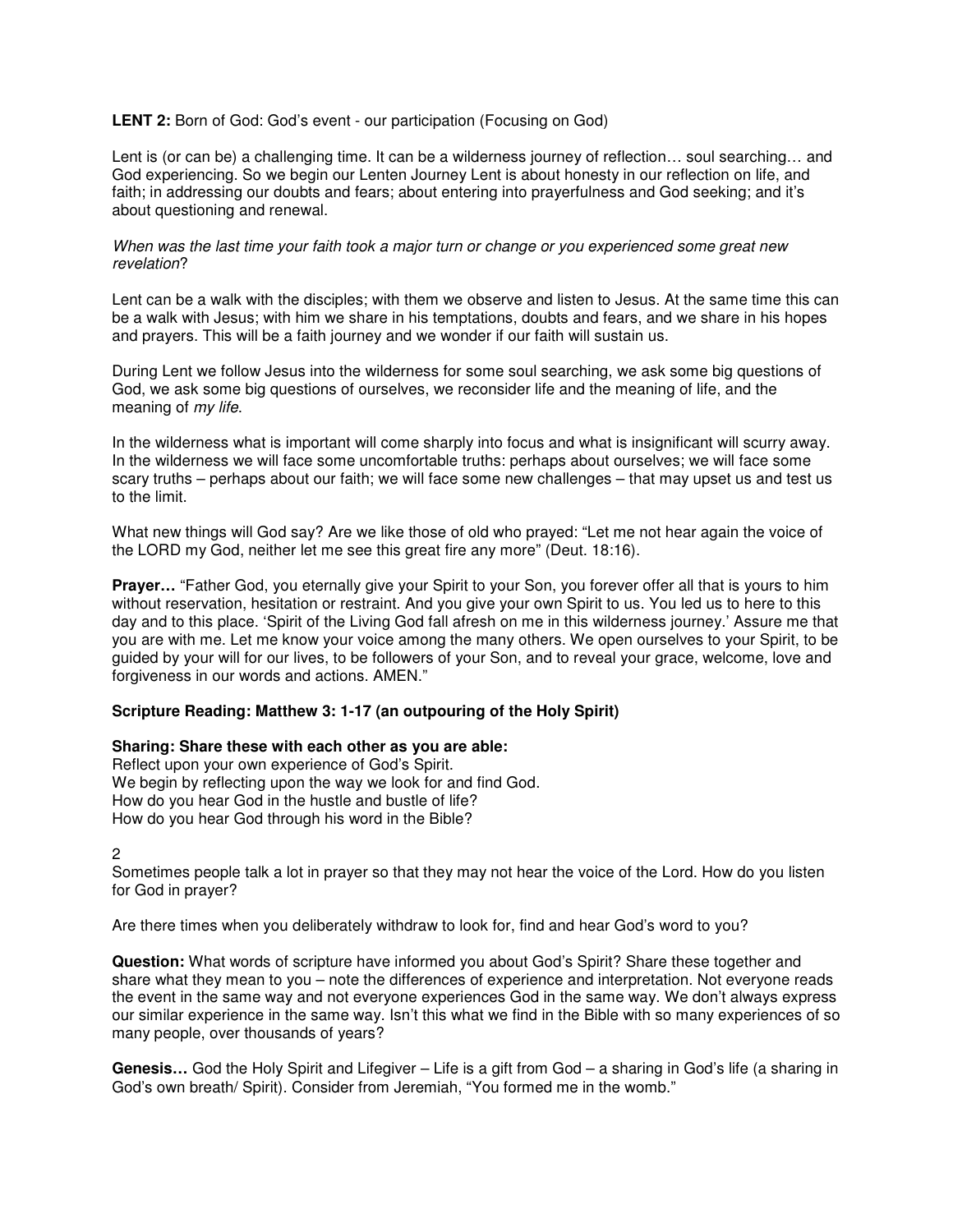**LENT 2:** Born of God: God's event - our participation (Focusing on God)

Lent is (or can be) a challenging time. It can be a wilderness journey of reflection… soul searching… and God experiencing. So we begin our Lenten Journey Lent is about honesty in our reflection on life, and faith; in addressing our doubts and fears; about entering into prayerfulness and God seeking; and it's about questioning and renewal.

*When was the last time your faith took a major turn or change or you experienced some great new revelation*?

Lent can be a walk with the disciples; with them we observe and listen to Jesus. At the same time this can be a walk with Jesus; with him we share in his temptations, doubts and fears, and we share in his hopes and prayers. This will be a faith journey and we wonder if our faith will sustain us.

During Lent we follow Jesus into the wilderness for some soul searching, we ask some big questions of God, we ask some big questions of ourselves, we reconsider life and the meaning of life, and the meaning of *my life*.

In the wilderness what is important will come sharply into focus and what is insignificant will scurry away. In the wilderness we will face some uncomfortable truths: perhaps about ourselves; we will face some scary truths – perhaps about our faith; we will face some new challenges – that may upset us and test us to the limit.

What new things will God say? Are we like those of old who prayed: "Let me not hear again the voice of the LORD my God, neither let me see this great fire any more" (Deut. 18:16).

**Prayer…** "Father God, you eternally give your Spirit to your Son, you forever offer all that is yours to him without reservation, hesitation or restraint. And you give your own Spirit to us. You led us to here to this day and to this place. 'Spirit of the Living God fall afresh on me in this wilderness journey.' Assure me that you are with me. Let me know your voice among the many others. We open ourselves to your Spirit, to be guided by your will for our lives, to be followers of your Son, and to reveal your grace, welcome, love and forgiveness in our words and actions. AMEN."

**Scripture Reading: Matthew 3: 1-17 (an outpouring of the Holy Spirit)**

**Sharing: Share these with each other as you are able:**

Reflect upon your own experience of God's Spirit.
We begin by reflecting upon the way we look for and find God.
How do you hear God in the hustle and bustle of life?
How do you hear God through his word in the Bible?

2
Sometimes people talk a lot in prayer so that they may not hear the voice of the Lord. How do you listen for God in prayer?

Are there times when you deliberately withdraw to look for, find and hear God's word to you?

**Question:** What words of scripture have informed you about God's Spirit? Share these together and share what they mean to you – note the differences of experience and interpretation. Not everyone reads the event in the same way and not everyone experiences God in the same way. We don't always express our similar experience in the same way. Isn't this what we find in the Bible with so many experiences of so many people, over thousands of years?

**Genesis…** God the Holy Spirit and Lifegiver – Life is a gift from God – a sharing in God's life (a sharing in God's own breath/ Spirit). Consider from Jeremiah, "You formed me in the womb."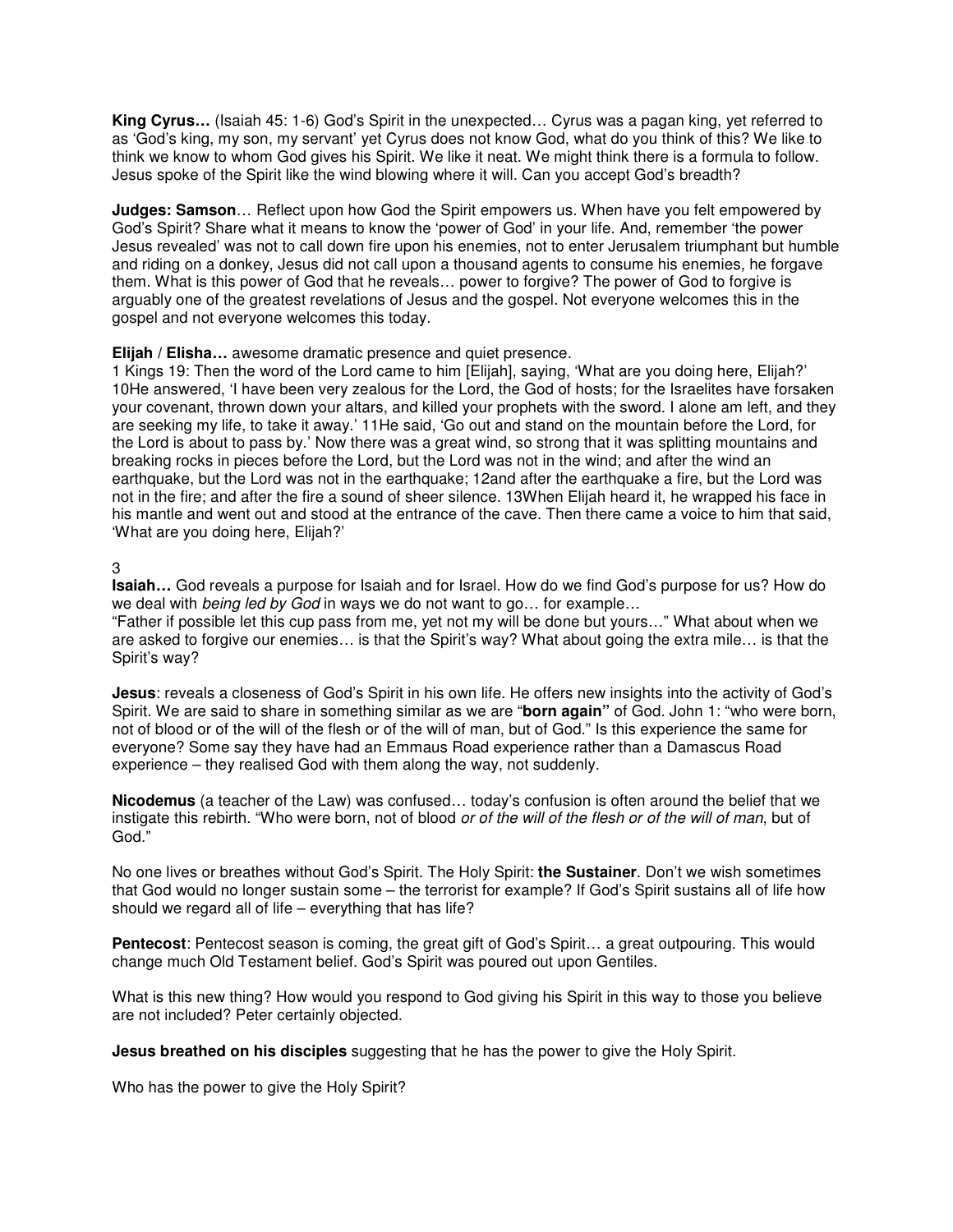**King Cyrus…** (Isaiah 45: 1-6) God's Spirit in the unexpected… Cyrus was a pagan king, yet referred to as 'God's king, my son, my servant' yet Cyrus does not know God, what do you think of this? We like to think we know to whom God gives his Spirit. We like it neat. We might think there is a formula to follow. Jesus spoke of the Spirit like the wind blowing where it will. Can you accept God's breadth?

**Judges: Samson**… Reflect upon how God the Spirit empowers us. When have you felt empowered by God's Spirit? Share what it means to know the 'power of God' in your life. And, remember 'the power Jesus revealed' was not to call down fire upon his enemies, not to enter Jerusalem triumphant but humble and riding on a donkey, Jesus did not call upon a thousand agents to consume his enemies, he forgave them. What is this power of God that he reveals… power to forgive? The power of God to forgive is arguably one of the greatest revelations of Jesus and the gospel. Not everyone welcomes this in the gospel and not everyone welcomes this today.

**Elijah / Elisha…** awesome dramatic presence and quiet presence.
1 Kings 19: Then the word of the Lord came to him [Elijah], saying, 'What are you doing here, Elijah?' 10He answered, 'I have been very zealous for the Lord, the God of hosts; for the Israelites have forsaken your covenant, thrown down your altars, and killed your prophets with the sword. I alone am left, and they are seeking my life, to take it away.' 11He said, 'Go out and stand on the mountain before the Lord, for the Lord is about to pass by.' Now there was a great wind, so strong that it was splitting mountains and breaking rocks in pieces before the Lord, but the Lord was not in the wind; and after the wind an earthquake, but the Lord was not in the earthquake; 12and after the earthquake a fire, but the Lord was not in the fire; and after the fire a sound of sheer silence. 13When Elijah heard it, he wrapped his face in his mantle and went out and stood at the entrance of the cave. Then there came a voice to him that said, 'What are you doing here, Elijah?'

3
**Isaiah…** God reveals a purpose for Isaiah and for Israel. How do we find God's purpose for us? How do we deal with *being led by God* in ways we do not want to go… for example…
"Father if possible let this cup pass from me, yet not my will be done but yours…" What about when we are asked to forgive our enemies… is that the Spirit's way? What about going the extra mile… is that the Spirit's way?

**Jesus**: reveals a closeness of God's Spirit in his own life. He offers new insights into the activity of God's Spirit. We are said to share in something similar as we are "**born again"** of God. John 1: "who were born, not of blood or of the will of the flesh or of the will of man, but of God." Is this experience the same for everyone? Some say they have had an Emmaus Road experience rather than a Damascus Road experience – they realised God with them along the way, not suddenly.

**Nicodemus** (a teacher of the Law) was confused… today's confusion is often around the belief that we instigate this rebirth. "Who were born, not of blood *or of the will of the flesh or of the will of man*, but of God."

No one lives or breathes without God's Spirit. The Holy Spirit: **the Sustainer**. Don't we wish sometimes that God would no longer sustain some – the terrorist for example? If God's Spirit sustains all of life how should we regard all of life – everything that has life?

**Pentecost**: Pentecost season is coming, the great gift of God's Spirit… a great outpouring. This would change much Old Testament belief. God's Spirit was poured out upon Gentiles.

What is this new thing? How would you respond to God giving his Spirit in this way to those you believe are not included? Peter certainly objected.

**Jesus breathed on his disciples** suggesting that he has the power to give the Holy Spirit.

Who has the power to give the Holy Spirit?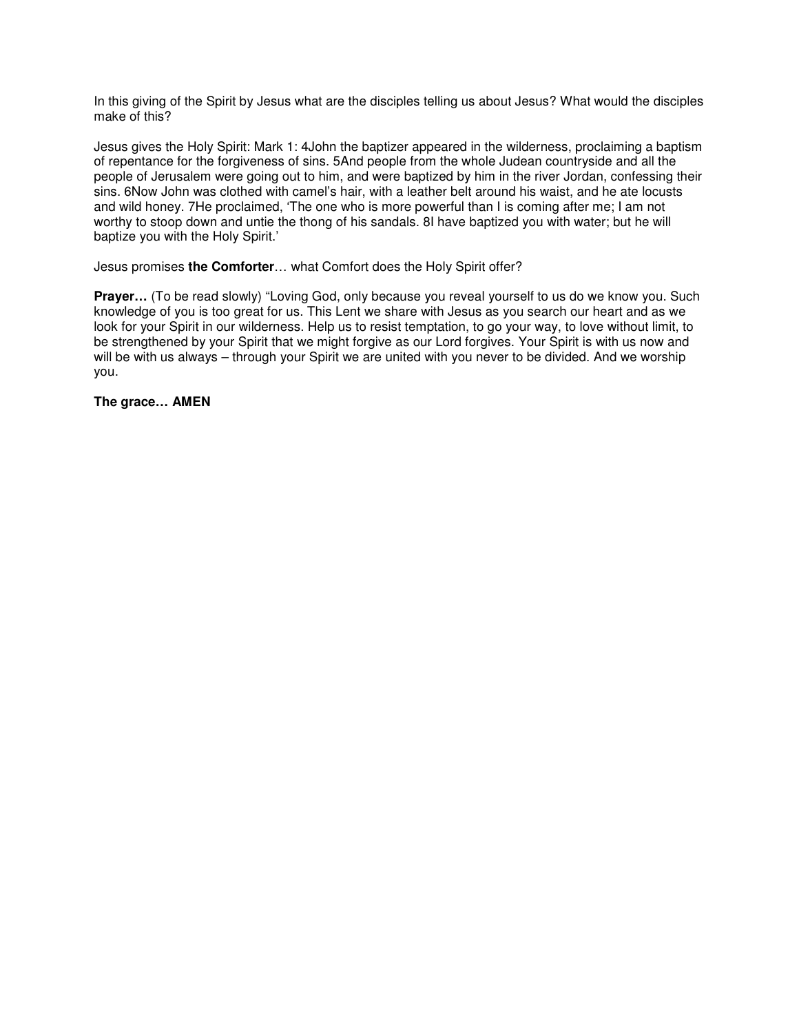In this giving of the Spirit by Jesus what are the disciples telling us about Jesus? What would the disciples make of this?

Jesus gives the Holy Spirit: Mark 1: 4John the baptizer appeared in the wilderness, proclaiming a baptism of repentance for the forgiveness of sins. 5And people from the whole Judean countryside and all the people of Jerusalem were going out to him, and were baptized by him in the river Jordan, confessing their sins. 6Now John was clothed with camel's hair, with a leather belt around his waist, and he ate locusts and wild honey. 7He proclaimed, 'The one who is more powerful than I is coming after me; I am not worthy to stoop down and untie the thong of his sandals. 8I have baptized you with water; but he will baptize you with the Holy Spirit.'

Jesus promises **the Comforter**… what Comfort does the Holy Spirit offer?

**Prayer…** (To be read slowly) "Loving God, only because you reveal yourself to us do we know you. Such knowledge of you is too great for us. This Lent we share with Jesus as you search our heart and as we look for your Spirit in our wilderness. Help us to resist temptation, to go your way, to love without limit, to be strengthened by your Spirit that we might forgive as our Lord forgives. Your Spirit is with us now and will be with us always – through your Spirit we are united with you never to be divided. And we worship you.

**The grace… AMEN**